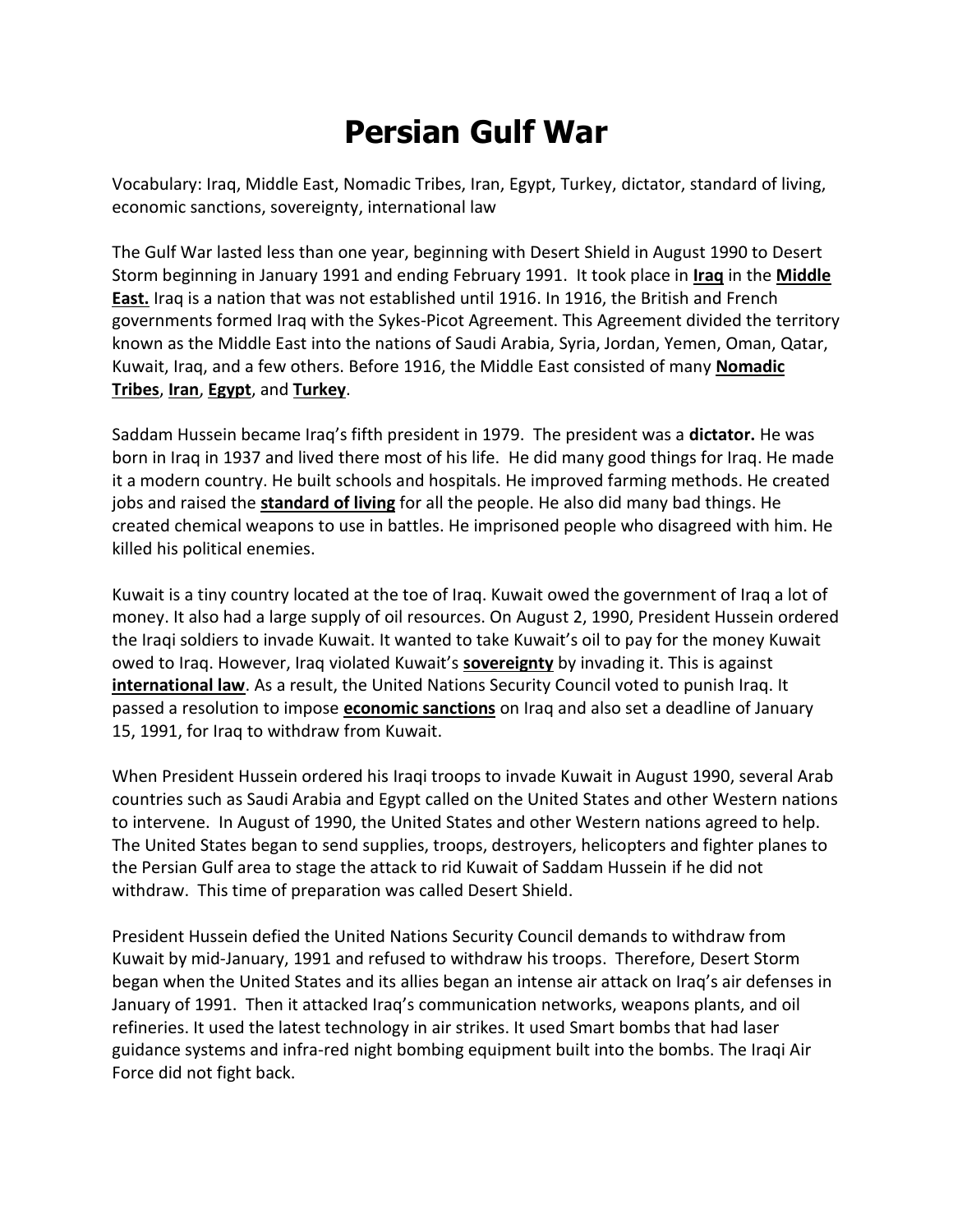# Persian Gulf War

Vocabulary: Iraq, Middle East, Nomadic Tribes, Iran, Egypt, Turkey, dictator, standard of living, economic sanctions, sovereignty, international law

The Gulf War lasted less than one year, beginning with Desert Shield in August 1990 to Desert Storm beginning in January 1991 and ending February 1991. It took place in **Iraq** in the **Middle East.** Iraq is a nation that was not established until 1916. In 1916, the British and French governments formed Iraq with the Sykes-Picot Agreement. This Agreement divided the territory known as the Middle East into the nations of Saudi Arabia, Syria, Jordan, Yemen, Oman, Qatar, Kuwait, Iraq, and a few others. Before 1916, the Middle East consisted of many **Nomadic Tribes**, **Iran**, **Egypt**, and **Turkey**.

Saddam Hussein became Iraq's fifth president in 1979. The president was a **dictator.** He was born in Iraq in 1937 and lived there most of his life. He did many good things for Iraq. He made it a modern country. He built schools and hospitals. He improved farming methods. He created jobs and raised the **standard of living** for all the people. He also did many bad things. He created chemical weapons to use in battles. He imprisoned people who disagreed with him. He killed his political enemies.

Kuwait is a tiny country located at the toe of Iraq. Kuwait owed the government of Iraq a lot of money. It also had a large supply of oil resources. On August 2, 1990, President Hussein ordered the Iraqi soldiers to invade Kuwait. It wanted to take Kuwait's oil to pay for the money Kuwait owed to Iraq. However, Iraq violated Kuwait's **sovereignty** by invading it. This is against **international law**. As a result, the United Nations Security Council voted to punish Iraq. It passed a resolution to impose **economic sanctions** on Iraq and also set a deadline of January 15, 1991, for Iraq to withdraw from Kuwait.

When President Hussein ordered his Iraqi troops to invade Kuwait in August 1990, several Arab countries such as Saudi Arabia and Egypt called on the United States and other Western nations to intervene. In August of 1990, the United States and other Western nations agreed to help. The United States began to send supplies, troops, destroyers, helicopters and fighter planes to the Persian Gulf area to stage the attack to rid Kuwait of Saddam Hussein if he did not withdraw. This time of preparation was called Desert Shield.

President Hussein defied the United Nations Security Council demands to withdraw from Kuwait by mid-January, 1991 and refused to withdraw his troops. Therefore, Desert Storm began when the United States and its allies began an intense air attack on Iraq's air defenses in January of 1991. Then it attacked Iraq's communication networks, weapons plants, and oil refineries. It used the latest technology in air strikes. It used Smart bombs that had laser guidance systems and infra-red night bombing equipment built into the bombs. The Iraqi Air Force did not fight back.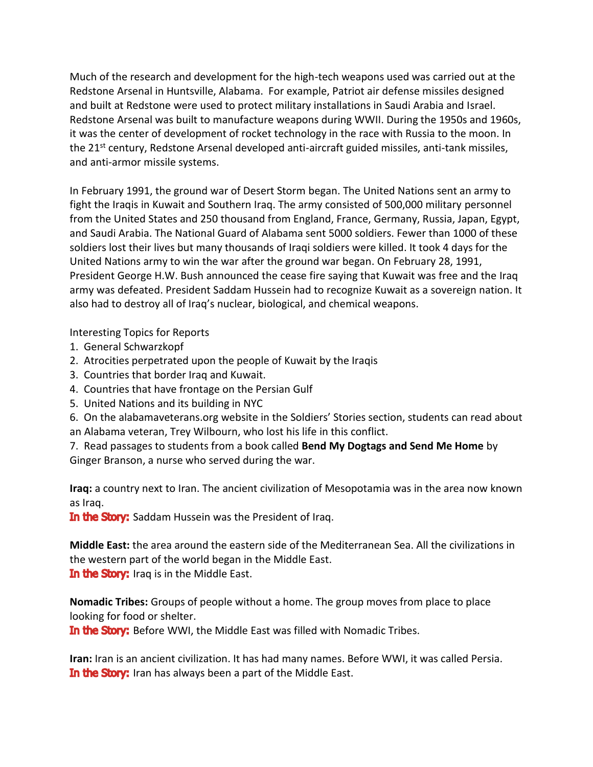Much of the research and development for the high-tech weapons used was carried out at the Redstone Arsenal in Huntsville, Alabama. For example, Patriot air defense missiles designed and built at Redstone were used to protect military installations in Saudi Arabia and Israel. Redstone Arsenal was built to manufacture weapons during WWII. During the 1950s and 1960s, it was the center of development of rocket technology in the race with Russia to the moon. In the 21st century, Redstone Arsenal developed anti-aircraft guided missiles, anti-tank missiles, and anti-armor missile systems.

In February 1991, the ground war of Desert Storm began. The United Nations sent an army to fight the Iraqis in Kuwait and Southern Iraq. The army consisted of 500,000 military personnel from the United States and 250 thousand from England, France, Germany, Russia, Japan, Egypt, and Saudi Arabia. The National Guard of Alabama sent 5000 soldiers. Fewer than 1000 of these soldiers lost their lives but many thousands of Iraqi soldiers were killed. It took 4 days for the United Nations army to win the war after the ground war began. On February 28, 1991, President George H.W. Bush announced the cease fire saying that Kuwait was free and the Iraq army was defeated. President Saddam Hussein had to recognize Kuwait as a sovereign nation. It also had to destroy all of Iraq's nuclear, biological, and chemical weapons.

Interesting Topics for Reports

1. General Schwarzkopf
2. Atrocities perpetrated upon the people of Kuwait by the Iraqis
3. Countries that border Iraq and Kuwait.
4. Countries that have frontage on the Persian Gulf
5. United Nations and its building in NYC
6. On the alabamaveterans.org website in the Soldiers' Stories section, students can read about an Alabama veteran, Trey Wilbourn, who lost his life in this conflict.
7. Read passages to students from a book called **Bend My Dogtags and Send Me Home** by Ginger Branson, a nurse who served during the war.

**Iraq:** a country next to Iran. The ancient civilization of Mesopotamia was in the area now known as Iraq.
**In the Story:** Saddam Hussein was the President of Iraq.

**Middle East:** the area around the eastern side of the Mediterranean Sea. All the civilizations in the western part of the world began in the Middle East.
**In the Story:** Iraq is in the Middle East.

**Nomadic Tribes:** Groups of people without a home. The group moves from place to place looking for food or shelter.
**In the Story:** Before WWI, the Middle East was filled with Nomadic Tribes.

**Iran:** Iran is an ancient civilization. It has had many names. Before WWI, it was called Persia.
**In the Story:** Iran has always been a part of the Middle East.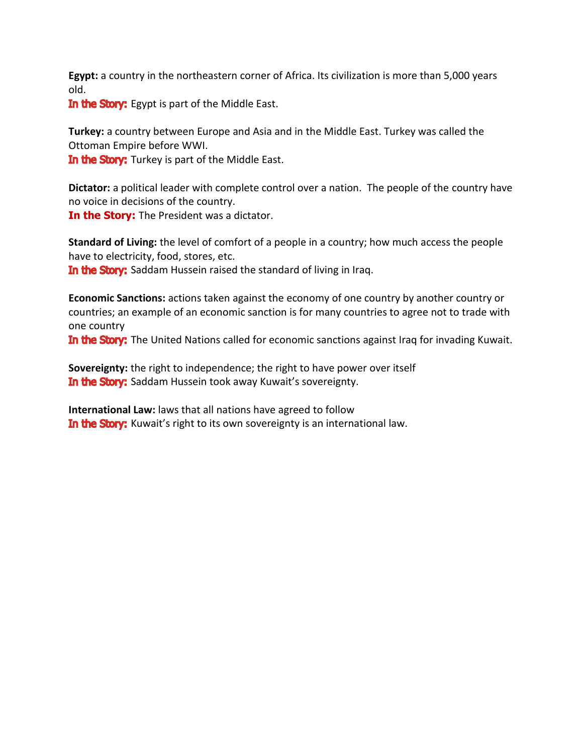**Egypt:** a country in the northeastern corner of Africa. Its civilization is more than 5,000 years old.
**In the Story:** Egypt is part of the Middle East.

**Turkey:** a country between Europe and Asia and in the Middle East. Turkey was called the Ottoman Empire before WWI.
**In the Story:** Turkey is part of the Middle East.

**Dictator:** a political leader with complete control over a nation. The people of the country have no voice in decisions of the country.
**In the Story:** The President was a dictator.

**Standard of Living:** the level of comfort of a people in a country; how much access the people have to electricity, food, stores, etc.
**In the Story:** Saddam Hussein raised the standard of living in Iraq.

**Economic Sanctions:** actions taken against the economy of one country by another country or countries; an example of an economic sanction is for many countries to agree not to trade with one country
**In the Story:** The United Nations called for economic sanctions against Iraq for invading Kuwait.

**Sovereignty:** the right to independence; the right to have power over itself
**In the Story:** Saddam Hussein took away Kuwait's sovereignty.

**International Law:** laws that all nations have agreed to follow
**In the Story:** Kuwait's right to its own sovereignty is an international law.